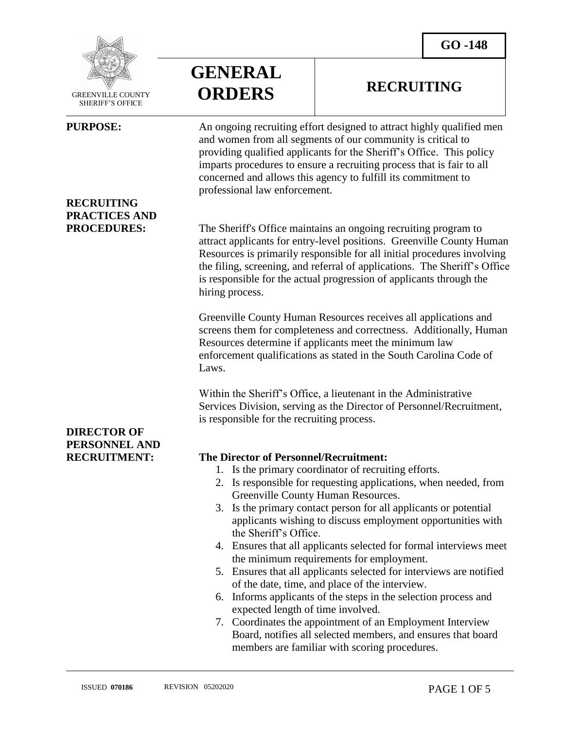GO -148

GREENVILLE COUNTY SHERIFF'S OFFICE

# GENERAL ORDERS

# RECRUITING

**PURPOSE:**

An ongoing recruiting effort designed to attract highly qualified men and women from all segments of our community is critical to providing qualified applicants for the Sheriff's Office. This policy imparts procedures to ensure a recruiting process that is fair to all concerned and allows this agency to fulfill its commitment to professional law enforcement.

**RECRUITING PRACTICES AND PROCEDURES:**

The Sheriff's Office maintains an ongoing recruiting program to attract applicants for entry-level positions. Greenville County Human Resources is primarily responsible for all initial procedures involving the filing, screening, and referral of applications. The Sheriff's Office is responsible for the actual progression of applicants through the hiring process.

Greenville County Human Resources receives all applications and screens them for completeness and correctness. Additionally, Human Resources determine if applicants meet the minimum law enforcement qualifications as stated in the South Carolina Code of Laws.

Within the Sheriff's Office, a lieutenant in the Administrative Services Division, serving as the Director of Personnel/Recruitment, is responsible for the recruiting process.

**DIRECTOR OF PERSONNEL AND RECRUITMENT:**

**The Director of Personnel/Recruitment:**

1. Is the primary coordinator of recruiting efforts.
2. Is responsible for requesting applications, when needed, from Greenville County Human Resources.
3. Is the primary contact person for all applicants or potential applicants wishing to discuss employment opportunities with the Sheriff's Office.
4. Ensures that all applicants selected for formal interviews meet the minimum requirements for employment.
5. Ensures that all applicants selected for interviews are notified of the date, time, and place of the interview.
6. Informs applicants of the steps in the selection process and expected length of time involved.
7. Coordinates the appointment of an Employment Interview Board, notifies all selected members, and ensures that board members are familiar with scoring procedures.

ISSUED **070186** REVISION 05202020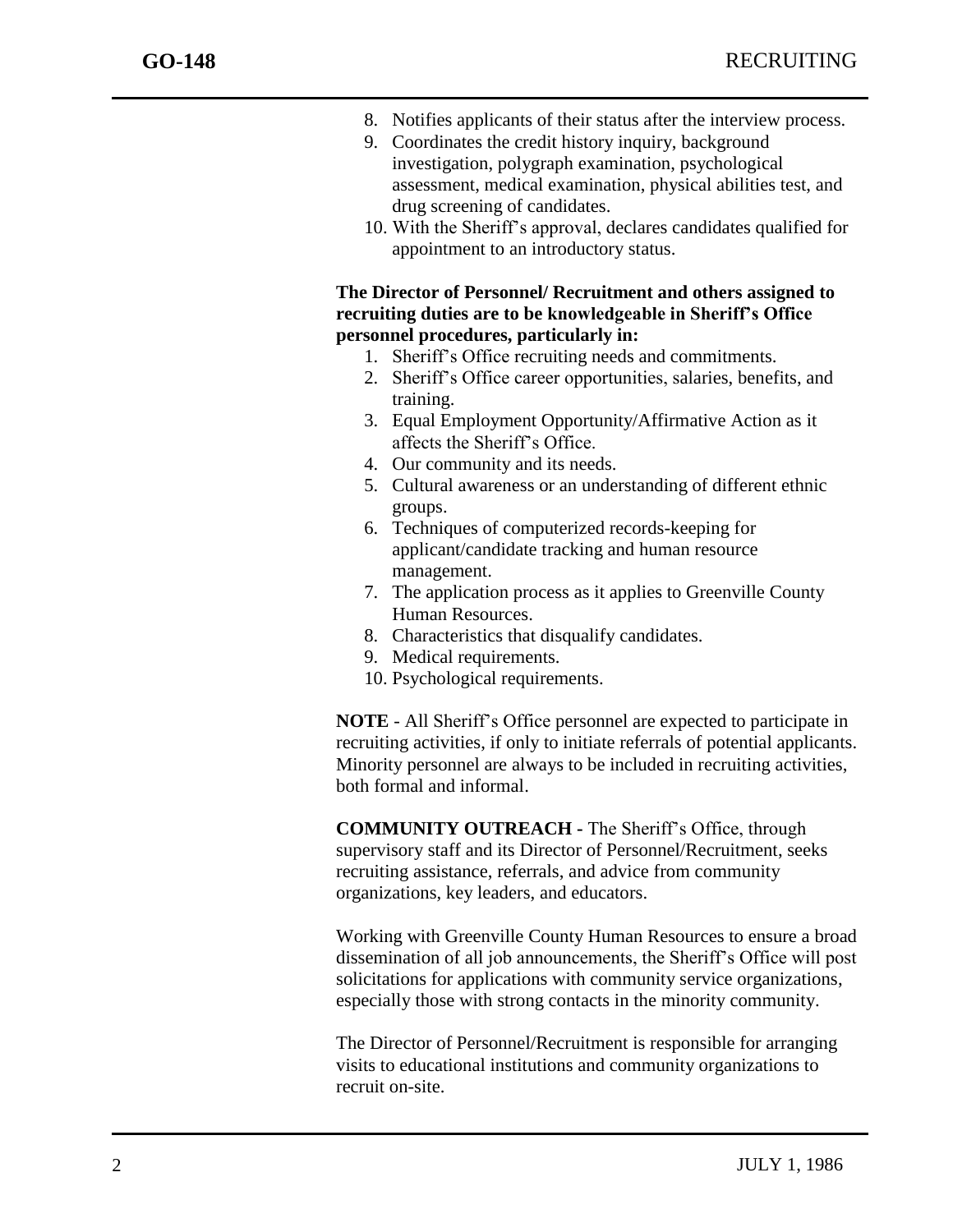8. Notifies applicants of their status after the interview process.
9. Coordinates the credit history inquiry, background investigation, polygraph examination, psychological assessment, medical examination, physical abilities test, and drug screening of candidates.
10. With the Sheriff's approval, declares candidates qualified for appointment to an introductory status.

**The Director of Personnel/ Recruitment and others assigned to recruiting duties are to be knowledgeable in Sheriff's Office personnel procedures, particularly in:**

1. Sheriff's Office recruiting needs and commitments.
2. Sheriff's Office career opportunities, salaries, benefits, and training.
3. Equal Employment Opportunity/Affirmative Action as it affects the Sheriff's Office.
4. Our community and its needs.
5. Cultural awareness or an understanding of different ethnic groups.
6. Techniques of computerized records-keeping for applicant/candidate tracking and human resource management.
7. The application process as it applies to Greenville County Human Resources.
8. Characteristics that disqualify candidates.
9. Medical requirements.
10. Psychological requirements.

**NOTE** - All Sheriff's Office personnel are expected to participate in recruiting activities, if only to initiate referrals of potential applicants. Minority personnel are always to be included in recruiting activities, both formal and informal.

**COMMUNITY OUTREACH -** The Sheriff's Office, through supervisory staff and its Director of Personnel/Recruitment, seeks recruiting assistance, referrals, and advice from community organizations, key leaders, and educators.

Working with Greenville County Human Resources to ensure a broad dissemination of all job announcements, the Sheriff's Office will post solicitations for applications with community service organizations, especially those with strong contacts in the minority community.

The Director of Personnel/Recruitment is responsible for arranging visits to educational institutions and community organizations to recruit on-site.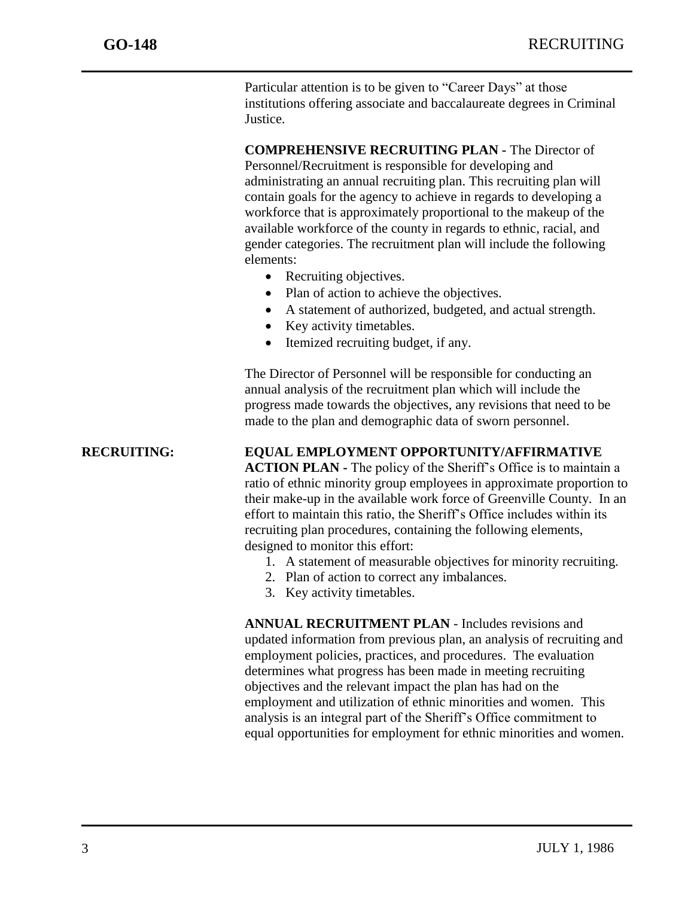Particular attention is to be given to "Career Days" at those institutions offering associate and baccalaureate degrees in Criminal Justice.

**COMPREHENSIVE RECRUITING PLAN -** The Director of Personnel/Recruitment is responsible for developing and administrating an annual recruiting plan. This recruiting plan will contain goals for the agency to achieve in regards to developing a workforce that is approximately proportional to the makeup of the available workforce of the county in regards to ethnic, racial, and gender categories. The recruitment plan will include the following elements:

- Recruiting objectives.
- Plan of action to achieve the objectives.
- A statement of authorized, budgeted, and actual strength.
- Key activity timetables.
- Itemized recruiting budget, if any.

The Director of Personnel will be responsible for conducting an annual analysis of the recruitment plan which will include the progress made towards the objectives, any revisions that need to be made to the plan and demographic data of sworn personnel.

**RECRUITING:**

**EQUAL EMPLOYMENT OPPORTUNITY/AFFIRMATIVE ACTION PLAN -** The policy of the Sheriff's Office is to maintain a ratio of ethnic minority group employees in approximate proportion to their make-up in the available work force of Greenville County. In an effort to maintain this ratio, the Sheriff's Office includes within its recruiting plan procedures, containing the following elements, designed to monitor this effort:

1. A statement of measurable objectives for minority recruiting.
2. Plan of action to correct any imbalances.
3. Key activity timetables.

**ANNUAL RECRUITMENT PLAN** - Includes revisions and updated information from previous plan, an analysis of recruiting and employment policies, practices, and procedures. The evaluation determines what progress has been made in meeting recruiting objectives and the relevant impact the plan has had on the employment and utilization of ethnic minorities and women. This analysis is an integral part of the Sheriff's Office commitment to equal opportunities for employment for ethnic minorities and women.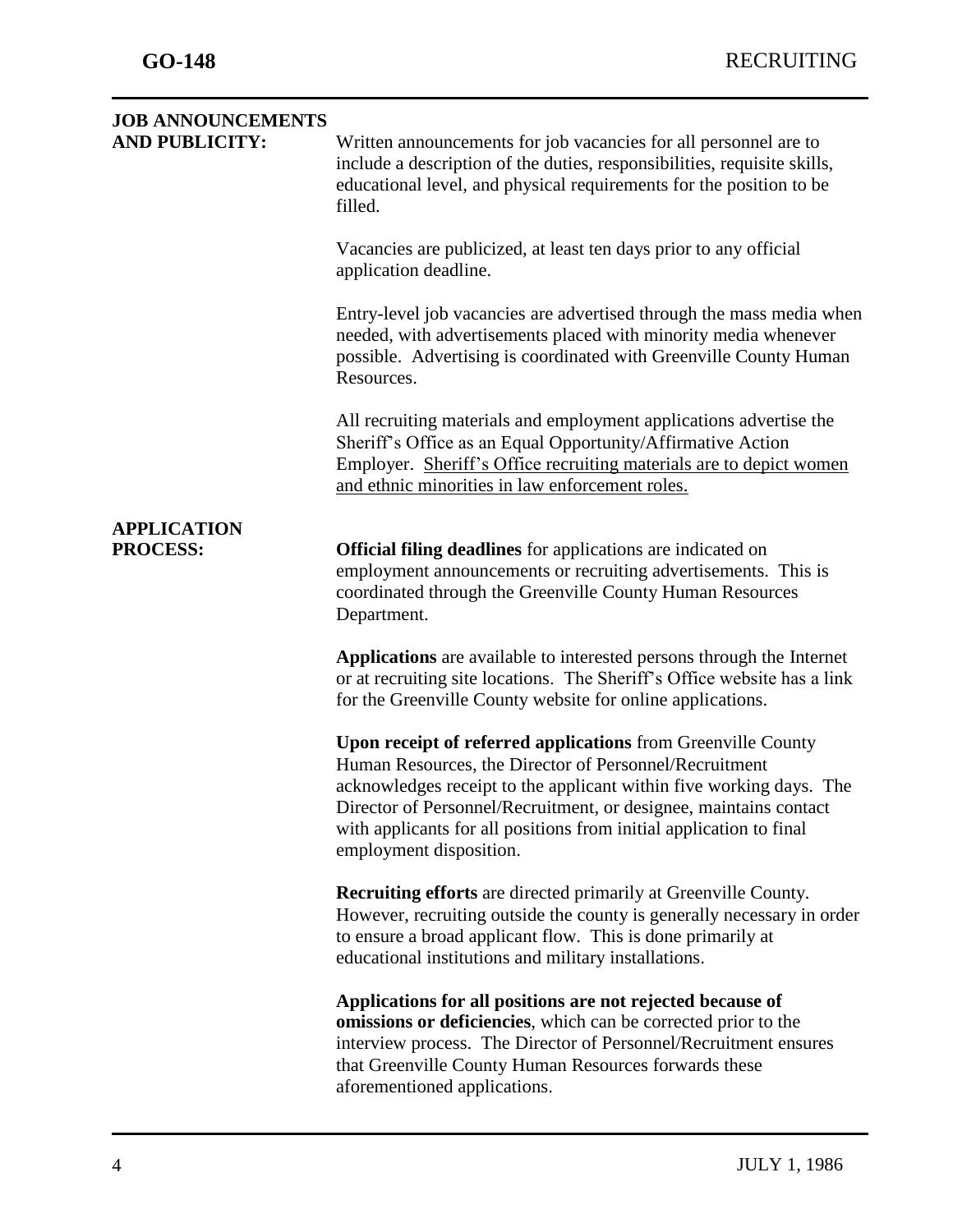**JOB ANNOUNCEMENTS AND PUBLICITY:**

Written announcements for job vacancies for all personnel are to include a description of the duties, responsibilities, requisite skills, educational level, and physical requirements for the position to be filled.

Vacancies are publicized, at least ten days prior to any official application deadline.

Entry-level job vacancies are advertised through the mass media when needed, with advertisements placed with minority media whenever possible. Advertising is coordinated with Greenville County Human Resources.

All recruiting materials and employment applications advertise the Sheriff's Office as an Equal Opportunity/Affirmative Action Employer. <u>Sheriff's Office recruiting materials are to depict women and ethnic minorities in law enforcement roles.</u>

**APPLICATION PROCESS:**

**Official filing deadlines** for applications are indicated on employment announcements or recruiting advertisements. This is coordinated through the Greenville County Human Resources Department.

**Applications** are available to interested persons through the Internet or at recruiting site locations. The Sheriff's Office website has a link for the Greenville County website for online applications.

**Upon receipt of referred applications** from Greenville County Human Resources, the Director of Personnel/Recruitment acknowledges receipt to the applicant within five working days. The Director of Personnel/Recruitment, or designee, maintains contact with applicants for all positions from initial application to final employment disposition.

**Recruiting efforts** are directed primarily at Greenville County. However, recruiting outside the county is generally necessary in order to ensure a broad applicant flow. This is done primarily at educational institutions and military installations.

**Applications for all positions are not rejected because of omissions or deficiencies**, which can be corrected prior to the interview process. The Director of Personnel/Recruitment ensures that Greenville County Human Resources forwards these aforementioned applications.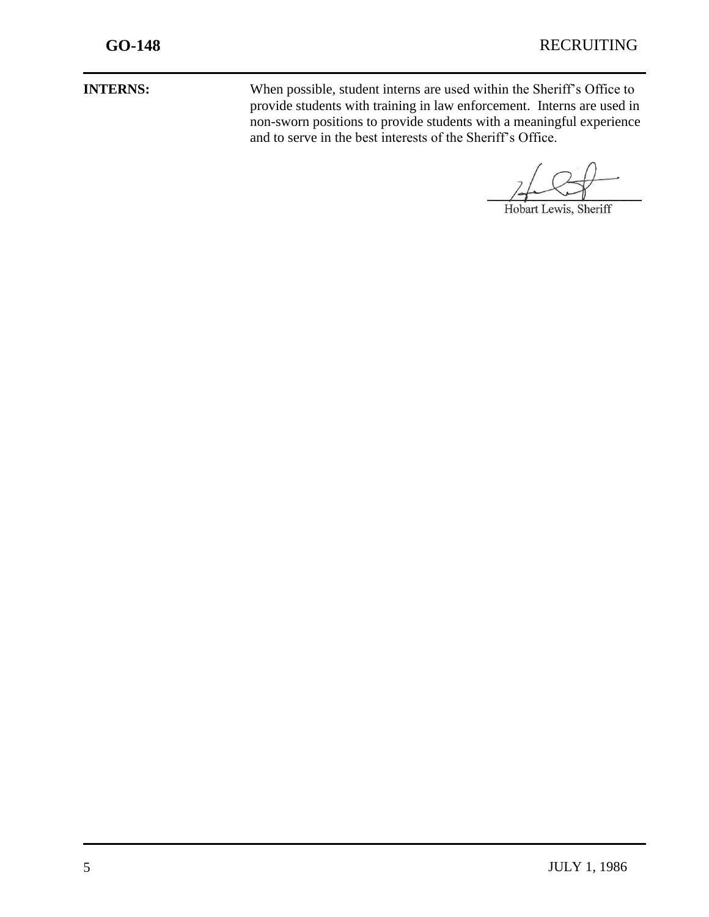**INTERNS:** When possible, student interns are used within the Sheriff's Office to provide students with training in law enforcement. Interns are used in non-sworn positions to provide students with a meaningful experience and to serve in the best interests of the Sheriff's Office.

Hobart Lewis, Sheriff